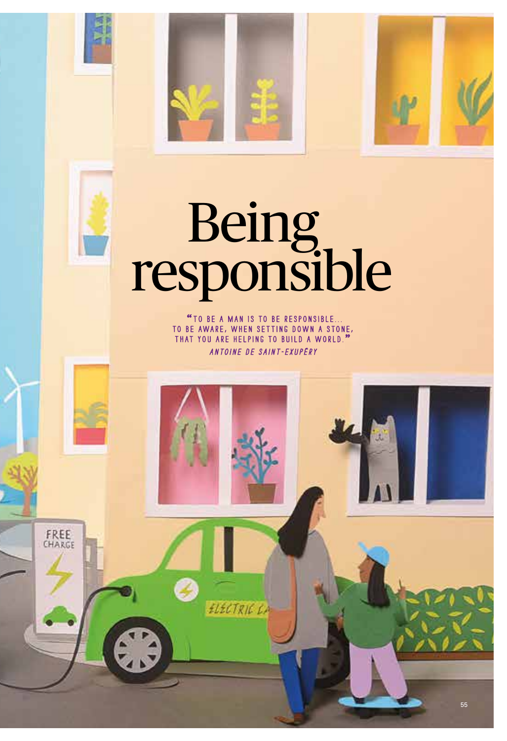# Being responsible

"TO BE A MAN IS TO BE RESPONSIBLE... TO BE AWARE, WHEN SETTING DOWN A STONE, THAT YOU ARE HELPING TO BUILD A WORLD."

*ANTOINE DE SAINT-EXUPÉRY*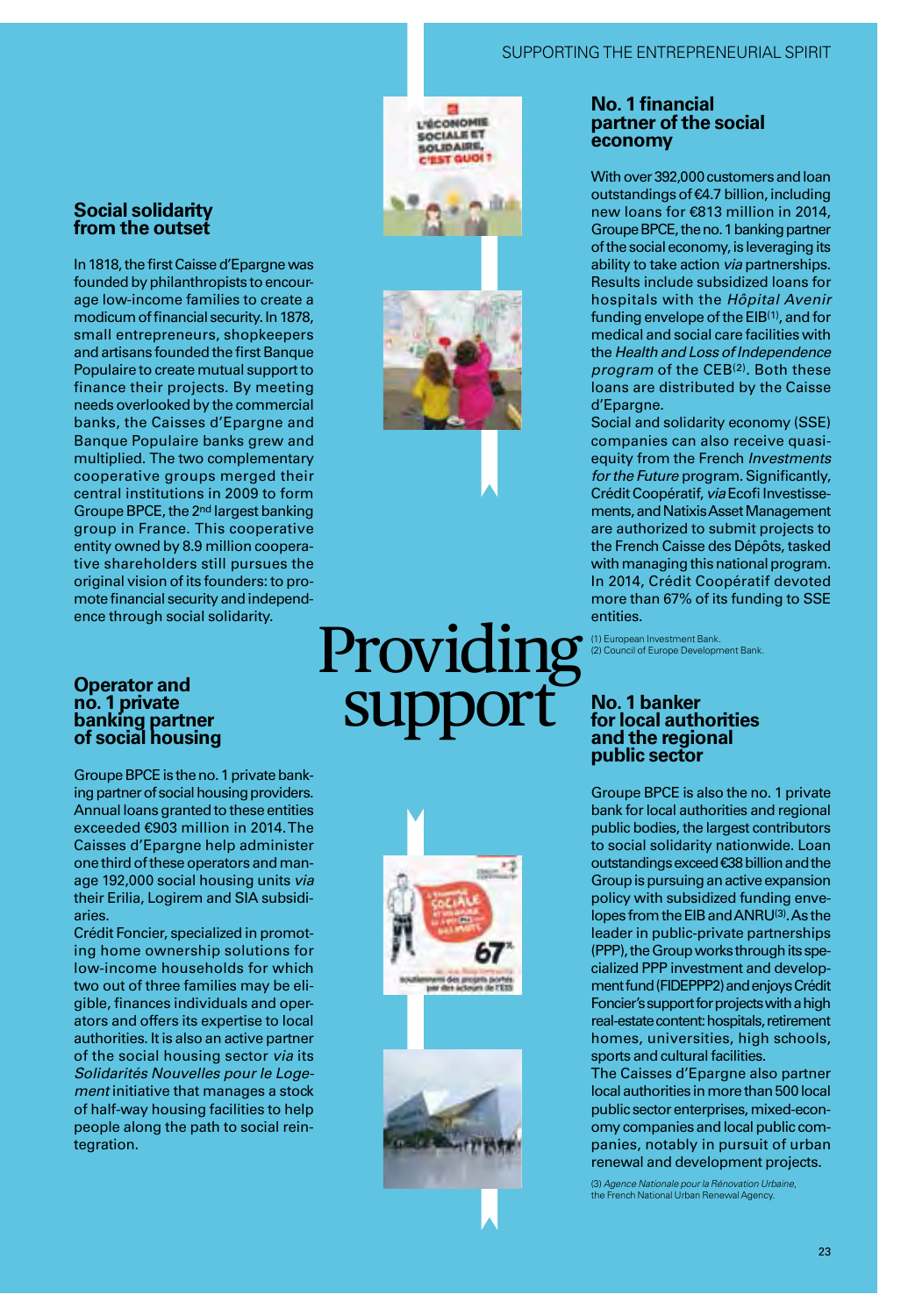# Providing support

### Social solidarity from the outset

In 1818, the first Caisse d'Epargne was founded by philanthropists to encourage low-income families to create a modicum of financial security. In 1878, small entrepreneurs, shopkeepers and artisans founded the first Banque Populaire to create mutual support to finance their projects. By meeting needs overlooked by the commercial banks, the Caisses d'Epargne and Banque Populaire banks grew and multiplied. The two complementary cooperative groups merged their central institutions in 2009 to form Groupe BPCE, the 2nd largest banking group in France. This cooperative entity owned by 8.9 million cooperative shareholders still pursues the original vision of its founders: to promote financial security and independence through social solidarity.

### Operator and no. 1 private banking partner of social housing

Groupe BPCE is the no. 1 private banking partner of social housing providers. Annual loans granted to these entities exceeded €903 million in 2014. The Caisses d'Epargne help administer one third of these operators and manage 192,000 social housing units *via* their Erilia, Logirem and SIA subsidiaries.

Crédit Foncier, specialized in promoting home ownership solutions for low-income households for which two out of three families may be eligible, finances individuals and operators and offers its expertise to local authorities. It is also an active partner of the social housing sector *via* its *Solidarités Nouvelles pour le Logement* initiative that manages a stock of half-way housing facilities to help people along the path to social reintegration.

### No. 1 financial partner of the social economy

With over 392,000 customers and loan outstandings of €4.7 billion, including new loans for €813 million in 2014, Groupe BPCE, the no. 1 banking partner of the social economy, is leveraging its ability to take action *via* partnerships. Results include subsidized loans for hospitals with the *Hôpital Avenir* funding envelope of the EIB[1], and for medical and social care facilities with the *Health and Loss of Independence program* of the CEB[2]. Both these loans are distributed by the Caisse d'Epargne.

Social and solidarity economy (SSE) companies can also receive quasi-equity from the French *Investments for the Future* program. Significantly, Crédit Coopératif, *via* Ecofi Investissements, and Natixis Asset Management are authorized to submit projects to the French Caisse des Dépôts, tasked with managing this national program. In 2014, Crédit Coopératif devoted more than 67% of its funding to SSE entities.

(1) European Investment Bank.
(2) Council of Europe Development Bank.

### No. 1 banker for local authorities and the regional public sector

Groupe BPCE is also the no. 1 private bank for local authorities and regional public bodies, the largest contributors to social solidarity nationwide. Loan outstandings exceed €38 billion and the Group is pursuing an active expansion policy with subsidized funding envelopes from the EIB and ANRU[3]. As the leader in public-private partnerships (PPP), the Group works through its specialized PPP investment and development fund (FIDEPPP2) and enjoys Crédit Foncier's support for projects with a high real-estate content: hospitals, retirement homes, universities, high schools, sports and cultural facilities.

The Caisses d'Epargne also partner local authorities in more than 500 local public sector enterprises, mixed-economy companies and local public companies, notably in pursuit of urban renewal and development projects.

(3) *Agence Nationale pour la Rénovation Urbaine*, the French National Urban Renewal Agency.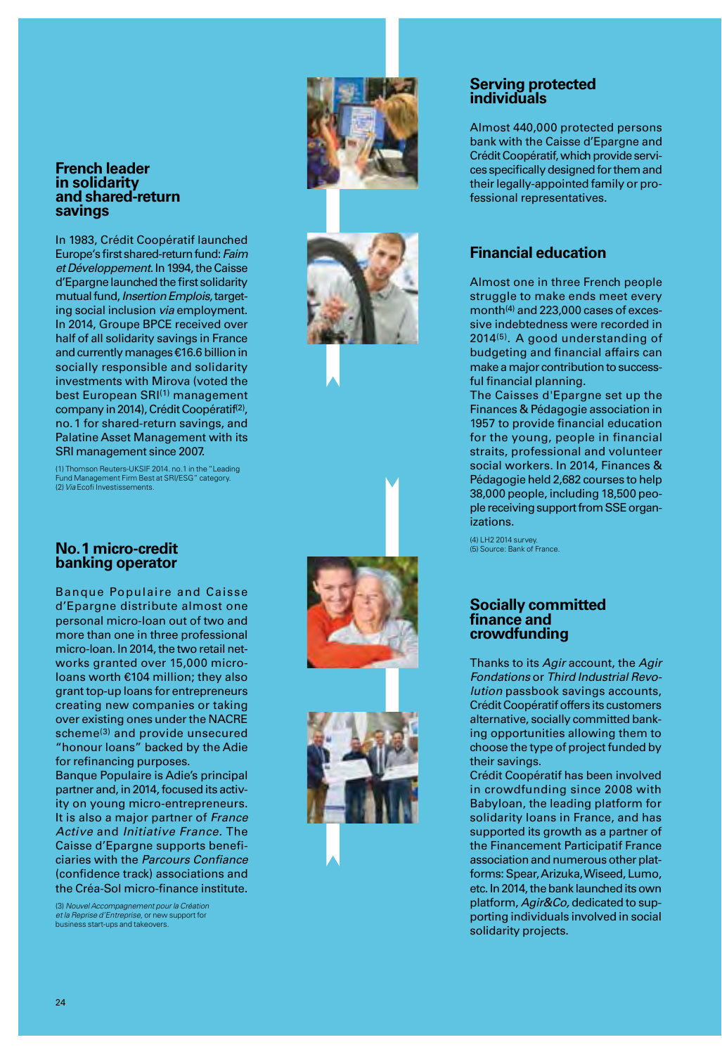## French leader in solidarity and shared-return savings

In 1983, Crédit Coopératif launched Europe's first shared-return fund: *Faim et Développement*. In 1994, the Caisse d'Epargne launched the first solidarity mutual fund, *Insertion Emplois,* targeting social inclusion *via* employment. In 2014, Groupe BPCE received over half of all solidarity savings in France and currently manages €16.6 billion in socially responsible and solidarity investments with Mirova (voted the best European SRI[1] management company in 2014), Crédit Coopératif[2], no. 1 for shared-return savings, and Palatine Asset Management with its SRI management since 2007.

(1) Thomson Reuters-UKSIF 2014. no.1 in the "Leading Fund Management Firm Best at SRI/ESG" category.
(2) *Via* Ecofi Investissements.

## No. 1 micro-credit banking operator

Banque Populaire and Caisse d'Epargne distribute almost one personal micro-loan out of two and more than one in three professional micro-loan. In 2014, the two retail networks granted over 15,000 micro-loans worth €104 million; they also grant top-up loans for entrepreneurs creating new companies or taking over existing ones under the NACRE scheme[3] and provide unsecured "honour loans" backed by the Adie for refinancing purposes.
Banque Populaire is Adie's principal partner and, in 2014, focused its activity on young micro-entrepreneurs. It is also a major partner of *France Active* and *Initiative France*. The Caisse d'Epargne supports beneficiaries with the *Parcours Confiance* (confidence track) associations and the Créa-Sol micro-finance institute.

(3) *Nouvel Accompagnement pour la Création et la Reprise d'Entreprise*, or new support for business start-ups and takeovers.

## Serving protected individuals

Almost 440,000 protected persons bank with the Caisse d'Epargne and Crédit Coopératif, which provide services specifically designed for them and their legally-appointed family or professional representatives.

## Financial education

Almost one in three French people struggle to make ends meet every month[4] and 223,000 cases of excessive indebtedness were recorded in 2014[5]. A good understanding of budgeting and financial affairs can make a major contribution to successful financial planning.
The Caisses d'Epargne set up the Finances & Pédagogie association in 1957 to provide financial education for the young, people in financial straits, professional and volunteer social workers. In 2014, Finances & Pédagogie held 2,682 courses to help 38,000 people, including 18,500 people receiving support from SSE organizations.

(4) LH2 2014 survey.
(5) Source: Bank of France.

## Socially committed finance and crowdfunding

Thanks to its *Agir* account, the *Agir Fondations* or *Third Industrial Revolution* passbook savings accounts, Crédit Coopératif offers its customers alternative, socially committed banking opportunities allowing them to choose the type of project funded by their savings.
Crédit Coopératif has been involved in crowdfunding since 2008 with Babyloan, the leading platform for solidarity loans in France, and has supported its growth as a partner of the Financement Participatif France association and numerous other platforms: Spear, Arizuka, Wiseed, Lumo, etc. In 2014, the bank launched its own platform, *Agir&Co,* dedicated to supporting individuals involved in social solidarity projects.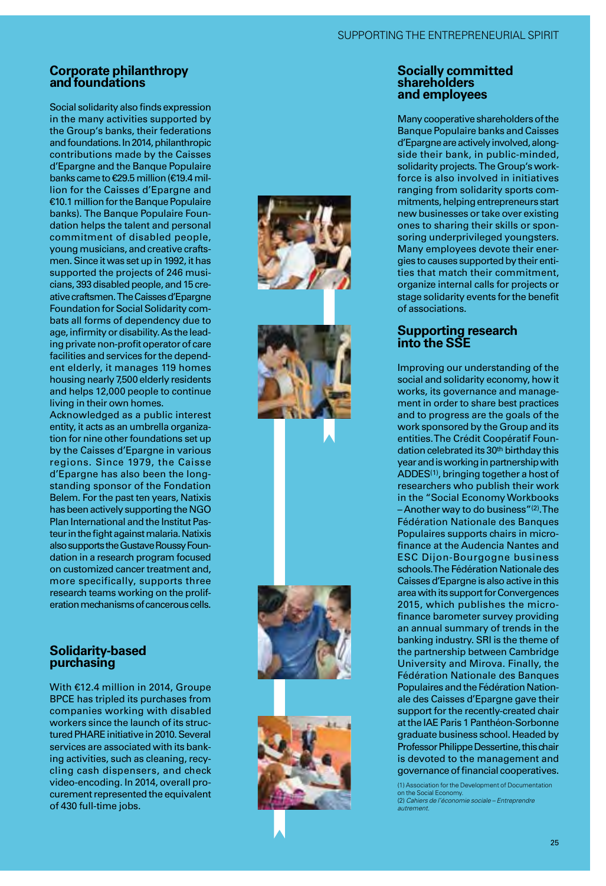## Corporate philanthropy and foundations

Social solidarity also finds expression in the many activities supported by the Group's banks, their federations and foundations. In 2014, philanthropic contributions made by the Caisses d'Epargne and the Banque Populaire banks came to €29.5 million (€19.4 million for the Caisses d'Epargne and €10.1 million for the Banque Populaire banks). The Banque Populaire Foundation helps the talent and personal commitment of disabled people, young musicians, and creative craftsmen. Since it was set up in 1992, it has supported the projects of 246 musicians, 393 disabled people, and 15 creative craftsmen. The Caisses d'Epargne Foundation for Social Solidarity combats all forms of dependency due to age, infirmity or disability. As the leading private non-profit operator of care facilities and services for the dependent elderly, it manages 119 homes housing nearly 7,500 elderly residents and helps 12,000 people to continue living in their own homes.
Acknowledged as a public interest entity, it acts as an umbrella organization for nine other foundations set up by the Caisses d'Epargne in various regions. Since 1979, the Caisse d'Epargne has also been the longstanding sponsor of the Fondation Belem. For the past ten years, Natixis has been actively supporting the NGO Plan International and the Institut Pasteur in the fight against malaria. Natixis also supports the Gustave Roussy Foundation in a research program focused on customized cancer treatment and, more specifically, supports three research teams working on the proliferation mechanisms of cancerous cells.

## Solidarity-based purchasing

With €12.4 million in 2014, Groupe BPCE has tripled its purchases from companies working with disabled workers since the launch of its structured PHARE initiative in 2010. Several services are associated with its banking activities, such as cleaning, recycling cash dispensers, and check video-encoding. In 2014, overall procurement represented the equivalent of 430 full-time jobs.

## Socially committed shareholders and employees

Many cooperative shareholders of the Banque Populaire banks and Caisses d'Epargne are actively involved, alongside their bank, in public-minded, solidarity projects. The Group's workforce is also involved in initiatives ranging from solidarity sports commitments, helping entrepreneurs start new businesses or take over existing ones to sharing their skills or sponsoring underprivileged youngsters. Many employees devote their energies to causes supported by their entities that match their commitment, organize internal calls for projects or stage solidarity events for the benefit of associations.

## Supporting research into the SSE

Improving our understanding of the social and solidarity economy, how it works, its governance and management in order to share best practices and to progress are the goals of the work sponsored by the Group and its entities. The Crédit Coopératif Foundation celebrated its 30th birthday this year and is working in partnership with ADDES[1], bringing together a host of researchers who publish their work in the "Social Economy Workbooks – Another way to do business"[2]. The Fédération Nationale des Banques Populaires supports chairs in microfinance at the Audencia Nantes and ESC Dijon-Bourgogne business schools. The Fédération Nationale des Caisses d'Epargne is also active in this area with its support for Convergences 2015, which publishes the microfinance barometer survey providing an annual summary of trends in the banking industry. SRI is the theme of the partnership between Cambridge University and Mirova. Finally, the Fédération Nationale des Banques Populaires and the Fédération Nationale des Caisses d'Epargne gave their support for the recently-created chair at the IAE Paris 1 Panthéon-Sorbonne graduate business school. Headed by Professor Philippe Dessertine, this chair is devoted to the management and governance of financial cooperatives.

(1) Association for the Development of Documentation on the Social Economy.
(2) *Cahiers de l'économie sociale – Entreprendre autrement.*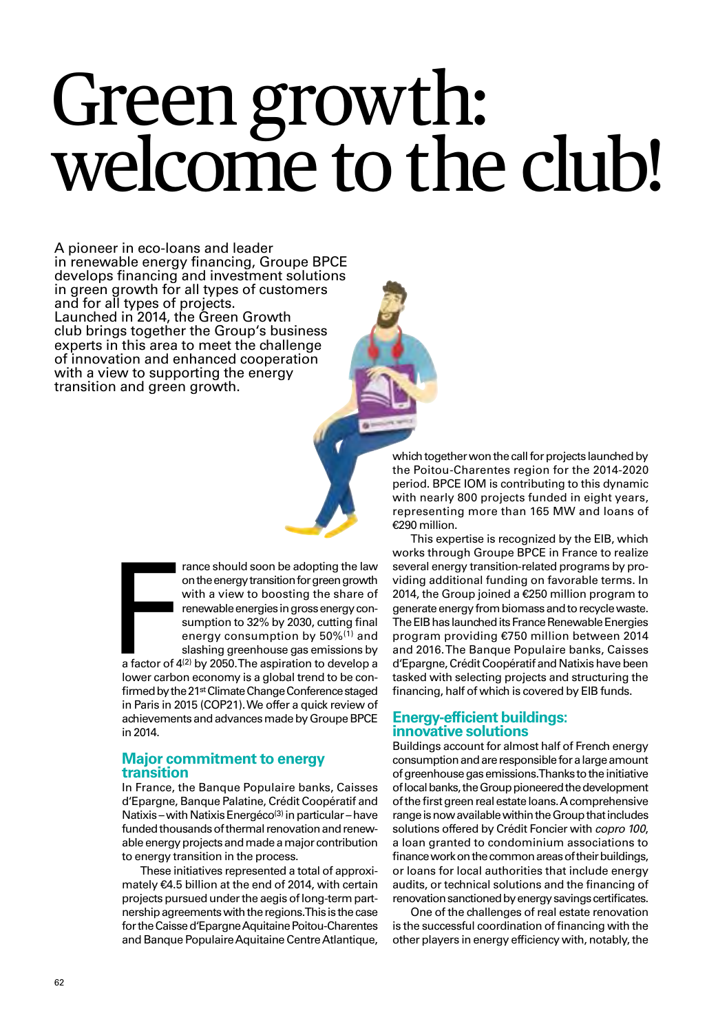# Green growth: welcome to the club!

A pioneer in eco-loans and leader in renewable energy financing, Groupe BPCE develops financing and investment solutions in green growth for all types of customers and for all types of projects. Launched in 2014, the Green Growth club brings together the Group's business experts in this area to meet the challenge of innovation and enhanced cooperation with a view to supporting the energy transition and green growth.

France should soon be adopting the law on the energy transition for green growth with a view to boosting the share of renewable energies in gross energy consumption to 32% by 2030, cutting final energy consumption by 50%[1] and slashing greenhouse gas emissions by a factor of 4[2] by 2050. The aspiration to develop a lower carbon economy is a global trend to be confirmed by the 21st Climate Change Conference staged in Paris in 2015 (COP21). We offer a quick review of achievements and advances made by Groupe BPCE in 2014.

## Major commitment to energy transition

In France, the Banque Populaire banks, Caisses d'Epargne, Banque Palatine, Crédit Coopératif and Natixis – with Natixis Energéco[3] in particular – have funded thousands of thermal renovation and renewable energy projects and made a major contribution to energy transition in the process.

These initiatives represented a total of approximately €4.5 billion at the end of 2014, with certain projects pursued under the aegis of long-term partnership agreements with the regions. This is the case for the Caisse d'Epargne Aquitaine Poitou-Charentes and Banque Populaire Aquitaine Centre Atlantique, which together won the call for projects launched by the Poitou-Charentes region for the 2014-2020 period. BPCE IOM is contributing to this dynamic with nearly 800 projects funded in eight years, representing more than 165 MW and loans of €290 million.

This expertise is recognized by the EIB, which works through Groupe BPCE in France to realize several energy transition-related programs by providing additional funding on favorable terms. In 2014, the Group joined a €250 million program to generate energy from biomass and to recycle waste. The EIB has launched its France Renewable Energies program providing €750 million between 2014 and 2016. The Banque Populaire banks, Caisses d'Epargne, Crédit Coopératif and Natixis have been tasked with selecting projects and structuring the financing, half of which is covered by EIB funds.

## Energy-efficient buildings: innovative solutions

Buildings account for almost half of French energy consumption and are responsible for a large amount of greenhouse gas emissions. Thanks to the initiative of local banks, the Group pioneered the development of the first green real estate loans. A comprehensive range is now available within the Group that includes solutions offered by Crédit Foncier with *copro 100*, a loan granted to condominium associations to finance work on the common areas of their buildings, or loans for local authorities that include energy audits, or technical solutions and the financing of renovation sanctioned by energy savings certificates.

One of the challenges of real estate renovation is the successful coordination of financing with the other players in energy efficiency with, notably, the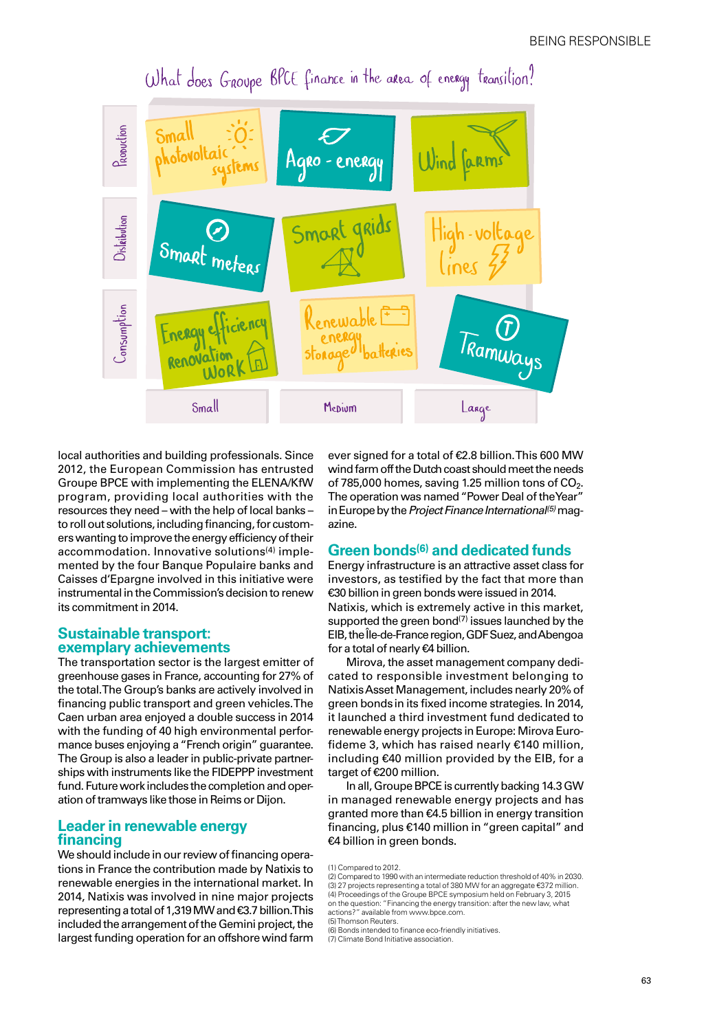What does Groupe BPCE finance in the area of energy transition?

Production

Small photovoltaic systems

Agro - energy

Wind farms

Distribution

Smart meters

Smart grids

High-voltage lines

Consumption

Energy efficiency renovation work

Renewable energy storage batteries

Tramways

Small

Medium

Large

local authorities and building professionals. Since 2012, the European Commission has entrusted Groupe BPCE with implementing the ELENA/KfW program, providing local authorities with the resources they need – with the help of local banks – to roll out solutions, including financing, for customers wanting to improve the energy efficiency of their accommodation. Innovative solutions[4] implemented by the four Banque Populaire banks and Caisses d'Epargne involved in this initiative were instrumental in the Commission's decision to renew its commitment in 2014.

## Sustainable transport: exemplary achievements

The transportation sector is the largest emitter of greenhouse gases in France, accounting for 27% of the total. The Group's banks are actively involved in financing public transport and green vehicles. The Caen urban area enjoyed a double success in 2014 with the funding of 40 high environmental performance buses enjoying a "French origin" guarantee. The Group is also a leader in public-private partnerships with instruments like the FIDEPPP investment fund. Future work includes the completion and operation of tramways like those in Reims or Dijon.

## Leader in renewable energy financing

We should include in our review of financing operations in France the contribution made by Natixis to renewable energies in the international market. In 2014, Natixis was involved in nine major projects representing a total of 1,319 MW and €3.7 billion. This included the arrangement of the Gemini project, the largest funding operation for an offshore wind farm ever signed for a total of €2.8 billion. This 600 MW wind farm off the Dutch coast should meet the needs of 785,000 homes, saving 1.25 million tons of $CO_2$. The operation was named "Power Deal of the Year" in Europe by the *Project Finance International*[5] magazine.

## Green bonds[6] and dedicated funds

Energy infrastructure is an attractive asset class for investors, as testified by the fact that more than €30 billion in green bonds were issued in 2014. Natixis, which is extremely active in this market, supported the green bond[7] issues launched by the EIB, the Île-de-France region, GDF Suez, and Abengoa for a total of nearly €4 billion.

Mirova, the asset management company dedicated to responsible investment belonging to Natixis Asset Management, includes nearly 20% of green bonds in its fixed income strategies. In 2014, it launched a third investment fund dedicated to renewable energy projects in Europe: Mirova Eurofideme 3, which has raised nearly €140 million, including €40 million provided by the EIB, for a target of €200 million.

In all, Groupe BPCE is currently backing 14.3 GW in managed renewable energy projects and has granted more than €4.5 billion in energy transition financing, plus €140 million in "green capital" and €4 billion in green bonds.

(1) Compared to 2012.
(2) Compared to 1990 with an intermediate reduction threshold of 40% in 2030.
(3) 27 projects representing a total of 380 MW for an aggregate €372 million.
(4) Proceedings of the Groupe BPCE symposium held on February 3, 2015 on the question: "Financing the energy transition: after the new law, what actions?" available from www.bpce.com.
(5) Thomson Reuters.
(6) Bonds intended to finance eco-friendly initiatives.
(7) Climate Bond Initiative association.